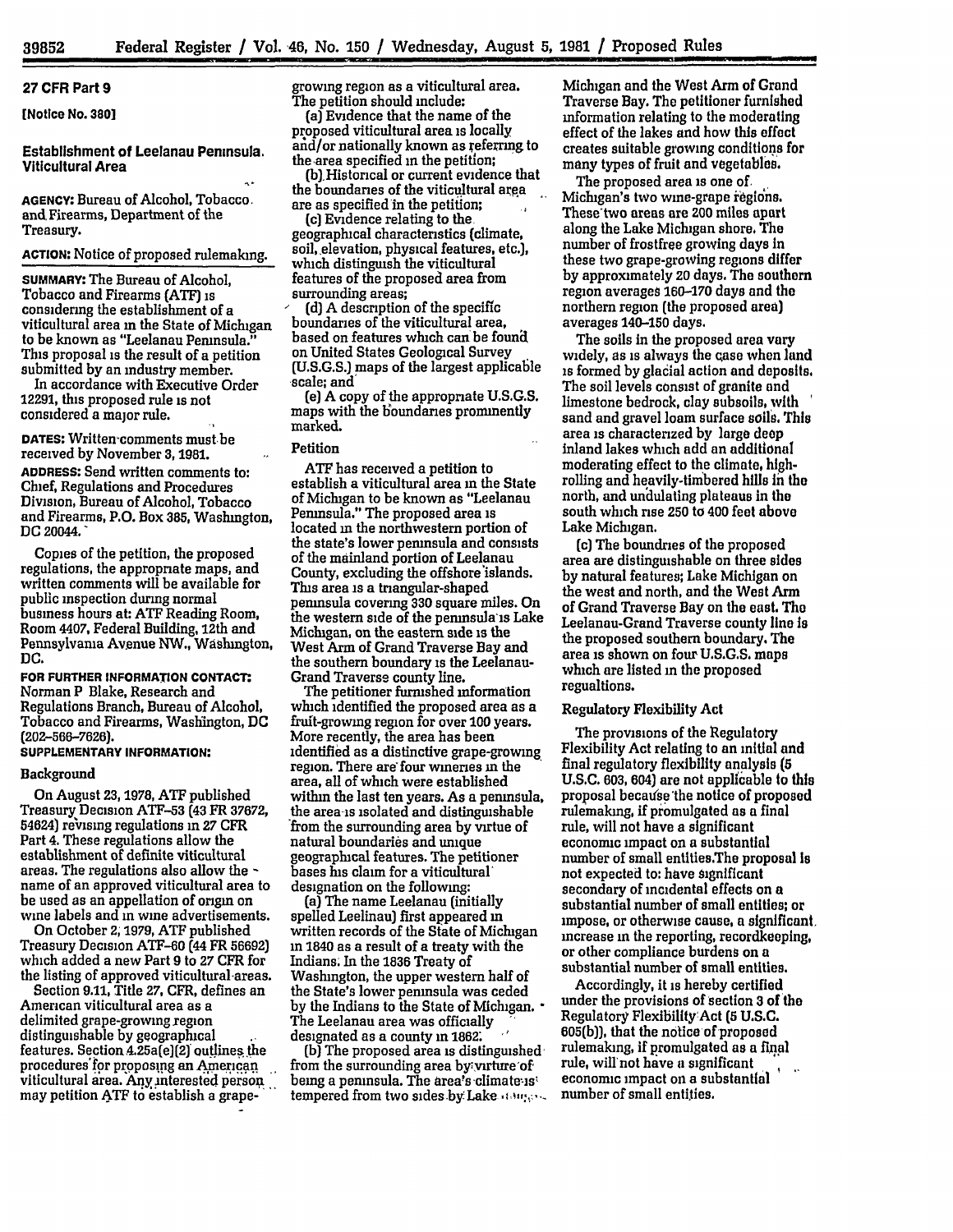**27 CFR Part 9**

**[Notice No. 380]**

## Establishment of Leelanau Peninsula Viticultural Area

**AGENCY:** Bureau of Alcohol, Tobacco and Firearms, Department of the Treasury.

**ACTION:** Notice of proposed rulemaking.

**SUMMARY:** The Bureau of Alcohol, Tobacco and Firearms (ATF) is considering the establishment of a viticultural area in the State of Michigan to be known as "Leelanau Peninsula." This proposal is the result of a petition submitted by an industry member.

In accordance with Executive Order 12291, this proposed rule is not considered a major rule.

**DATES:** Written comments must be received by November 3, 1981.

**ADDRESS:** Send written comments to: Chief, Regulations and Procedures Division, Bureau of Alcohol, Tobacco and Firearms, P.O. Box 385, Washington, DC 20044.

Copies of the petition, the proposed regulations, the appropriate maps, and written comments will be available for public inspection during normal business hours at: ATF Reading Room, Room 4407, Federal Building, 12th and Pennsylvania Avenue NW., Washington, DC.

**FOR FURTHER INFORMATION CONTACT:** Norman P Blake, Research and Regulations Branch, Bureau of Alcohol, Tobacco and Firearms, Washington, DC (202-566-7626).

**SUPPLEMENTARY INFORMATION:**

### Background

On August 23, 1978, ATF published Treasury Decision ATF-53 (43 FR 37672, 54624) revising regulations in 27 CFR Part 4. These regulations allow the establishment of definite viticultural areas. The regulations also allow the name of an approved viticultural area to be used as an appellation of origin on wine labels and in wine advertisements.

On October 2, 1979, ATF published Treasury Decision ATF-60 (44 FR 56692) which added a new Part 9 to 27 CFR for the listing of approved viticultural areas.

Section 9.11, Title 27, CFR, defines an American viticultural area as a delimited grape-growing region distinguishable by geographical features. Section 4.25a(e)(2) outlines the procedures for proposing an American viticultural area. Any interested person may petition ATF to establish a grape-growing region as a viticultural area. The petition should include:

(a) Evidence that the name of the proposed viticultural area is locally and/or nationally known as referring to the area specified in the petition;

(b) Historical or current evidence that the boundaries of the viticultural area are as specified in the petition;

(c) Evidence relating to the geographical characteristics (climate, soil, elevation, physical features, etc.), which distinguish the viticultural features of the proposed area from surrounding areas;

(d) A description of the specific boundaries of the viticultural area, based on features which can be found on United States Geological Survey (U.S.G.S.) maps of the largest applicable scale; and

(e) A copy of the appropriate U.S.G.S. maps with the boundaries prominently marked.

### Petition

ATF has received a petition to establish a viticultural area in the State of Michigan to be known as "Leelanau Peninsula." The proposed area is located in the northwestern portion of the state's lower peninsula and consists of the mainland portion of Leelanau County, excluding the offshore islands. This area is a triangular-shaped peninsula covering 330 square miles. On the western side of the peninsula is Lake Michigan, on the eastern side is the West Arm of Grand Traverse Bay and the southern boundary is the Leelanau-Grand Traverse county line.

The petitioner furnished information which identified the proposed area as a fruit-growing region for over 100 years. More recently, the area has been identified as a distinctive grape-growing region. There are four wineries in the area, all of which were established within the last ten years. As a peninsula, the area is isolated and distinguishable from the surrounding area by virtue of natural boundaries and unique geographical features. The petitioner bases his claim for a viticultural designation on the following:

(a) The name Leelanau (initially spelled Leelinau) first appeared in written records of the State of Michigan in 1840 as a result of a treaty with the Indians. In the 1836 Treaty of Washington, the upper western half of the State's lower peninsula was ceded by the Indians to the State of Michigan. The Leelanau area was officially designated as a county in 1862.

(b) The proposed area is distinguished from the surrounding area by virture of being a peninsula. The area's climate is tempered from two sides by Lake Michigan and the West Arm of Grand Traverse Bay. The petitioner furnished information relating to the moderating effect of the lakes and how this effect creates suitable growing conditions for many types of fruit and vegetables.

The proposed area is one of Michigan's two wine-grape regions. These two areas are 200 miles apart along the Lake Michigan shore. The number of frostfree growing days in these two grape-growing regions differ by approximately 20 days. The southern region averages 160–170 days and the northern region (the proposed area) averages 140–150 days.

The soils in the proposed area vary widely, as is always the case when land is formed by glacial action and deposits. The soil levels consist of granite and limestone bedrock, clay subsoils, with sand and gravel loam surface soils. This area is characterized by large deep inland lakes which add an additional moderating effect to the climate, high-rolling and heavily-timbered hills in the north, and undulating plateaus in the south which rise 250 to 400 feet above Lake Michigan.

(c) The boundries of the proposed area are distinguishable on three sides by natural features; Lake Michigan on the west and north, and the West Arm of Grand Traverse Bay on the east. The Leelanau-Grand Traverse county line is the proposed southern boundary. The area is shown on four U.S.G.S. maps which are listed in the proposed regualtions.

### Regulatory Flexibility Act

The provisions of the Regulatory Flexibility Act relating to an initial and final regulatory flexibility analysis (5 U.S.C. 603, 604) are not applicable to this proposal because the notice of proposed rulemaking, if promulgated as a final rule, will not have a significant economic impact on a substantial number of small entities.The proposal is not expected to: have significant secondary of incidental effects on a substantial number of small entities; or impose, or otherwise cause, a significant increase in the reporting, recordkeeping, or other compliance burdens on a substantial number of small entities.

Accordingly, it is hereby certified under the provisions of section 3 of the Regulatory Flexibility Act (5 U.S.C. 605(b)), that the notice of proposed rulemaking, if promulgated as a final rule, will not have a significant economic impact on a substantial number of small entities.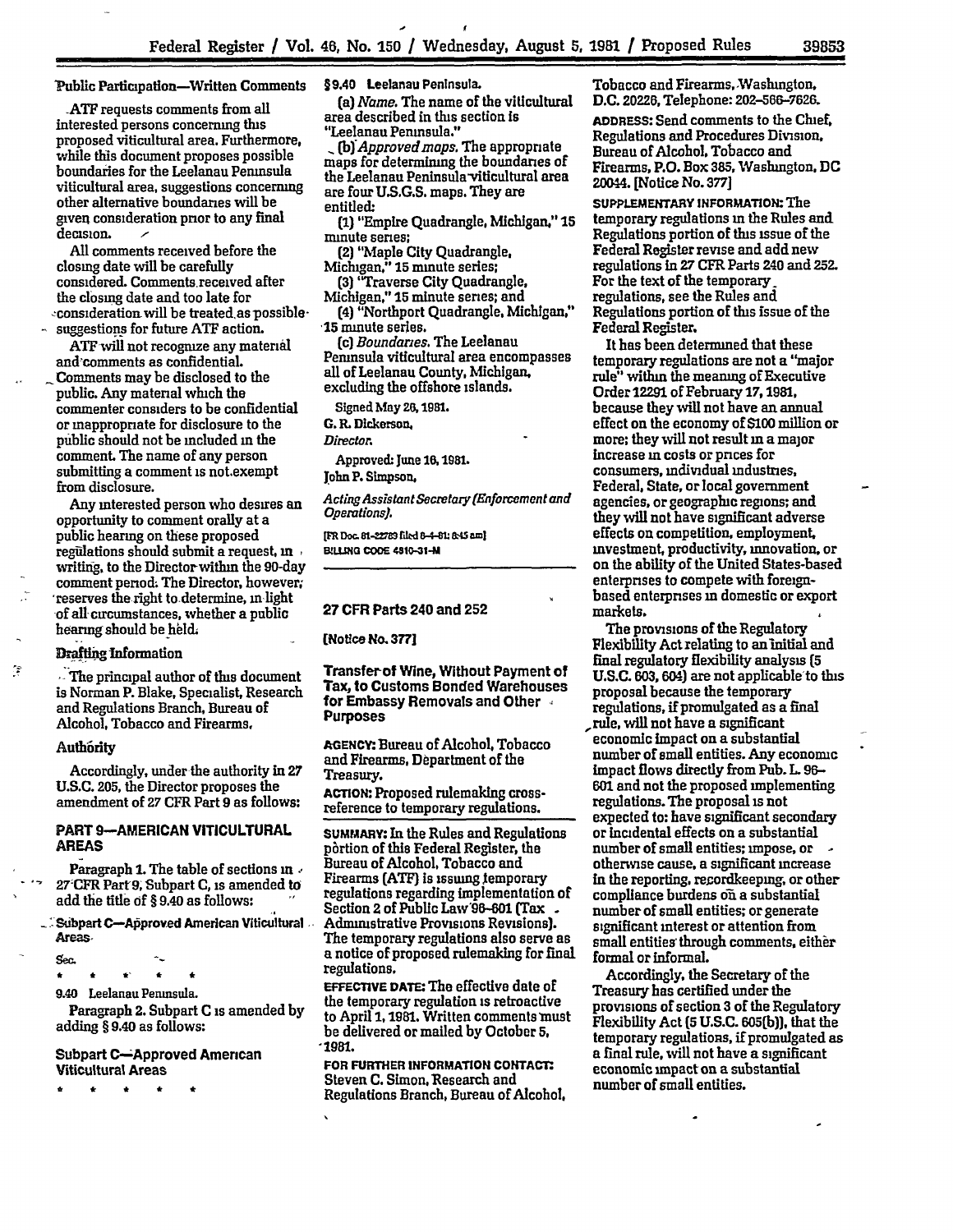## Public Participation—Written Comments

ATF requests comments from all interested persons concerning this proposed viticultural area. Furthermore, while this document proposes possible boundaries for the Leelanau Peninsula viticultural area, suggestions concerning other alternative boundaries will be given consideration prior to any final decision.

All comments received before the closing date will be carefully considered. Comments received after the closing date and too late for consideration will be treated as possible suggestions for future ATF action.

ATF will not recognize any material and comments as confidential. Comments may be disclosed to the public. Any material which the commenter considers to be confidential or inappropriate for disclosure to the public should not be included in the comment. The name of any person submitting a comment is not exempt from disclosure.

Any interested person who desires an opportunity to comment orally at a public hearing on these proposed regulations should submit a request, in writing, to the Director within the 90-day comment period. The Director, however, reserves the right to determine, in light of all circumstances, whether a public hearing should be held.

## Drafting Information

The principal author of this document is Norman P. Blake, Specialist, Research and Regulations Branch, Bureau of Alcohol, Tobacco and Firearms.

## Authority

Accordingly, under the authority in 27 U.S.C. 205, the Director proposes the amendment of 27 CFR Part 9 as follows:

## PART 9—AMERICAN VITICULTURAL AREAS

Paragraph 1. The table of sections in 27 CFR Part 9, Subpart C, is amended to add the title of § 9.40 as follows:

### Subpart C—Approved American Viticultural Areas

Sec.

\* \* \* \* \*

9.40 Leelanau Peninsula.

Paragraph 2. Subpart C is amended by adding § 9.40 as follows:

### Subpart C—Approved American Viticultural Areas

\* \* \* \* \*

**§ 9.40 Leelanau Peninsula.**

(a) *Name.* The name of the viticultural area described in this section is "Leelanau Peninsula."

(b) *Approved maps.* The appropriate maps for determining the boundaries of the Leelanau Peninsula viticultural area are four U.S.G.S. maps. They are entitled:

(1) "Empire Quadrangle, Michigan," 15 minute series;

(2) "Maple City Quadrangle, Michigan," 15 minute series;

(3) "Traverse City Quadrangle, Michigan," 15 minute series; and

(4) "Northport Quadrangle, Michigan," 15 minute series.

(c) *Boundaries.* The Leelanau Peninsula viticultural area encompasses all of Leelanau County, Michigan, excluding the offshore islands.

Signed May 26, 1981.

G. R. Dickerson,

*Director.*

Approved: June 16, 1981.

John P. Simpson,

*Acting Assistant Secretary (Enforcement and Operations).*

[FR Doc. 81-22793 filed 8-4-81; 8:45 am]

BILLING CODE 4810-31-M

---

## 27 CFR Parts 240 and 252

**[Notice No. 377]**

## Transfer of Wine, Without Payment of Tax, to Customs Bonded Warehouses for Embassy Removals and Other Purposes

**AGENCY:** Bureau of Alcohol, Tobacco and Firearms, Department of the Treasury.

**ACTION:** Proposed rulemaking cross-reference to temporary regulations.

**SUMMARY:** In the Rules and Regulations portion of this Federal Register, the Bureau of Alcohol, Tobacco and Firearms (ATF) is issuing temporary regulations regarding implementation of Section 2 of Public Law 96-601 (Tax Administrative Provisions Revisions). The temporary regulations also serve as a notice of proposed rulemaking for final regulations.

**EFFECTIVE DATE:** The effective date of the temporary regulation is retroactive to April 1, 1981. Written comments must be delivered or mailed by October 5, 1981.

**FOR FURTHER INFORMATION CONTACT:** Steven C. Simon, Research and Regulations Branch, Bureau of Alcohol, Tobacco and Firearms, Washington, D.C. 20226, Telephone: 202-566-7626.

**ADDRESS:** Send comments to the Chief, Regulations and Procedures Division, Bureau of Alcohol, Tobacco and Firearms, P.O. Box 385, Washington, DC 20044. [Notice No. 377]

**SUPPLEMENTARY INFORMATION:** The temporary regulations in the Rules and Regulations portion of this issue of the Federal Register revise and add new regulations in 27 CFR Parts 240 and 252. For the text of the temporary regulations, see the Rules and Regulations portion of this issue of the Federal Register.

It has been determined that these temporary regulations are not a "major rule" within the meaning of Executive Order 12291 of February 17, 1981, because they will not have an annual effect on the economy of $100 million or more; they will not result in a major increase in costs or prices for consumers, individual industries, Federal, State, or local government agencies, or geographic regions; and they will not have significant adverse effects on competition, employment, investment, productivity, innovation, or on the ability of the United States-based enterprises to compete with foreign-based enterprises in domestic or export markets.

The provisions of the Regulatory Flexibility Act relating to an initial and final regulatory flexibility analysis (5 U.S.C. 603, 604) are not applicable to this proposal because the temporary regulations, if promulgated as a final rule, will not have a significant economic impact on a substantial number of small entities. Any economic impact flows directly from Pub. L. 96-601 and not the proposed implementing regulations. The proposal is not expected to: have significant secondary or incidental effects on a substantial number of small entities; impose, or otherwise cause, a significant increase in the reporting, recordkeeping, or other compliance burdens on a substantial number of small entities; or generate significant interest or attention from small entities through comments, either formal or informal.

Accordingly, the Secretary of the Treasury has certified under the provisions of section 3 of the Regulatory Flexibility Act (5 U.S.C. 605(b)), that the temporary regulations, if promulgated as a final rule, will not have a significant economic impact on a substantial number of small entities.